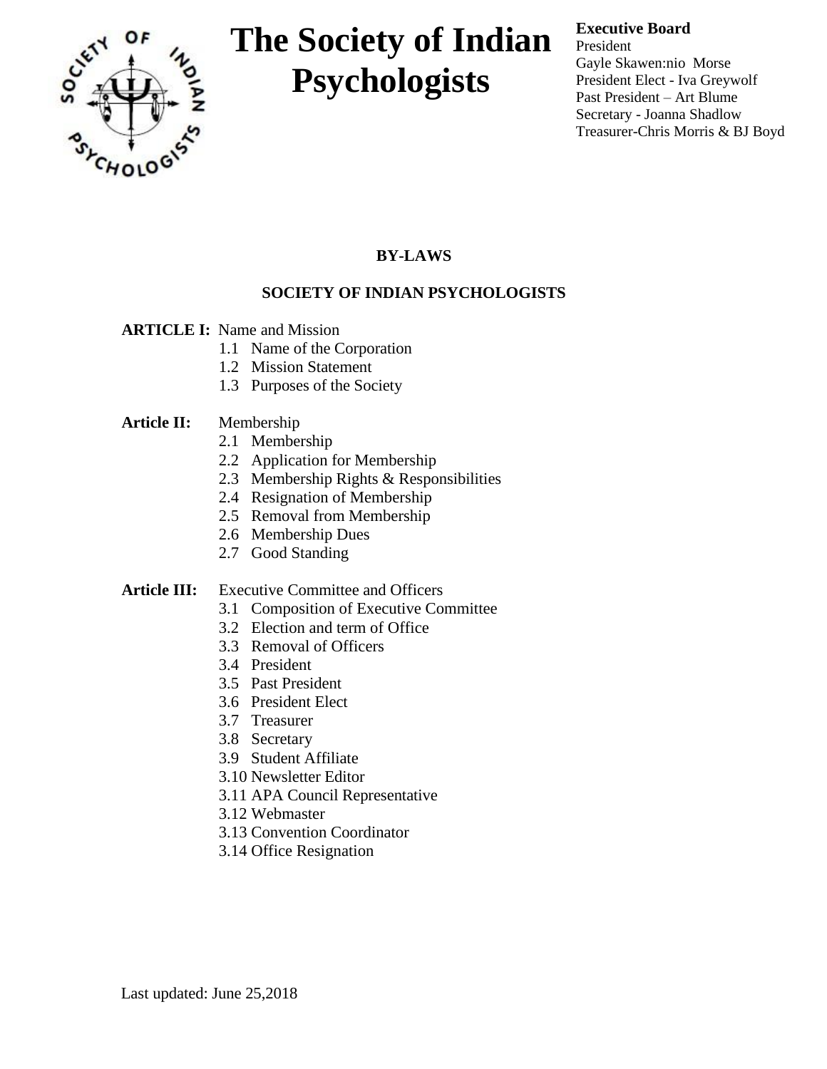# The Society of Indian Psychologists

**Executive Board**
President
Gayle Skawen:nio Morse
President Elect - Iva Greywolf
Past President – Art Blume
Secretary - Joanna Shadlow
Treasurer-Chris Morris & BJ Boyd

## BY-LAWS

## SOCIETY OF INDIAN PSYCHOLOGISTS

**ARTICLE I:** Name and Mission

- 1.1 Name of the Corporation
- 1.2 Mission Statement
- 1.3 Purposes of the Society

**Article II:** Membership

- 2.1 Membership
- 2.2 Application for Membership
- 2.3 Membership Rights & Responsibilities
- 2.4 Resignation of Membership
- 2.5 Removal from Membership
- 2.6 Membership Dues
- 2.7 Good Standing

**Article III:** Executive Committee and Officers

- 3.1 Composition of Executive Committee
- 3.2 Election and term of Office
- 3.3 Removal of Officers
- 3.4 President
- 3.5 Past President
- 3.6 President Elect
- 3.7 Treasurer
- 3.8 Secretary
- 3.9 Student Affiliate
- 3.10 Newsletter Editor
- 3.11 APA Council Representative
- 3.12 Webmaster
- 3.13 Convention Coordinator
- 3.14 Office Resignation

Last updated: June 25,2018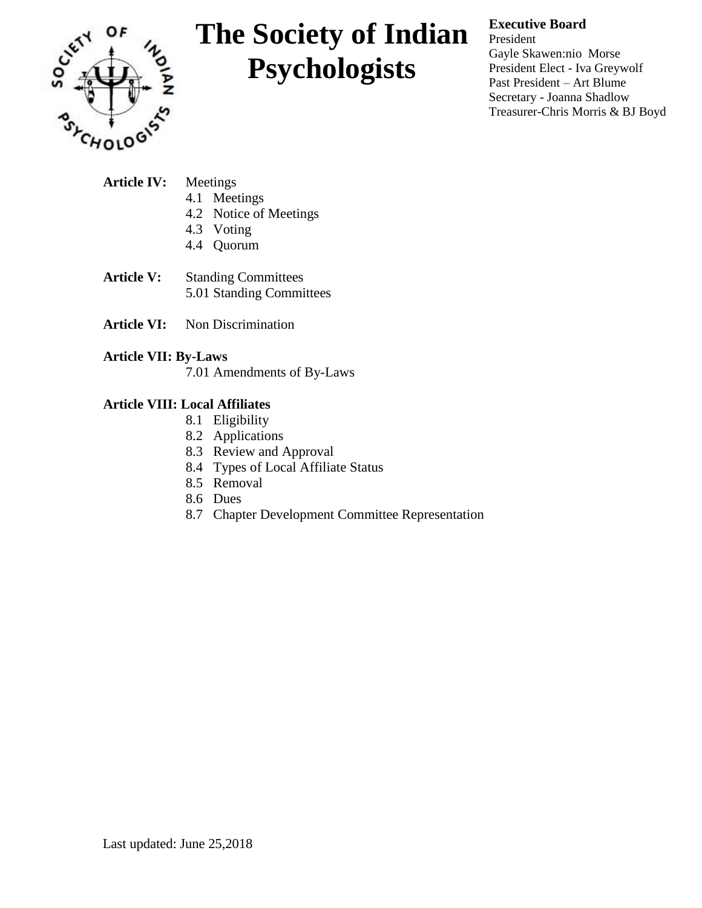# The Society of Indian Psychologists

**Executive Board**
President
Gayle Skawen:nio Morse
President Elect - Iva Greywolf
Past President – Art Blume
Secretary - Joanna Shadlow
Treasurer-Chris Morris & BJ Boyd

**Article IV:** Meetings

- 4.1 Meetings
- 4.2 Notice of Meetings
- 4.3 Voting
- 4.4 Quorum

**Article V:** Standing Committees

- 5.01 Standing Committees

**Article VI:** Non Discrimination

**Article VII: By-Laws**

- 7.01 Amendments of By-Laws

**Article VIII: Local Affiliates**

- 8.1 Eligibility
- 8.2 Applications
- 8.3 Review and Approval
- 8.4 Types of Local Affiliate Status
- 8.5 Removal
- 8.6 Dues
- 8.7 Chapter Development Committee Representation

Last updated: June 25,2018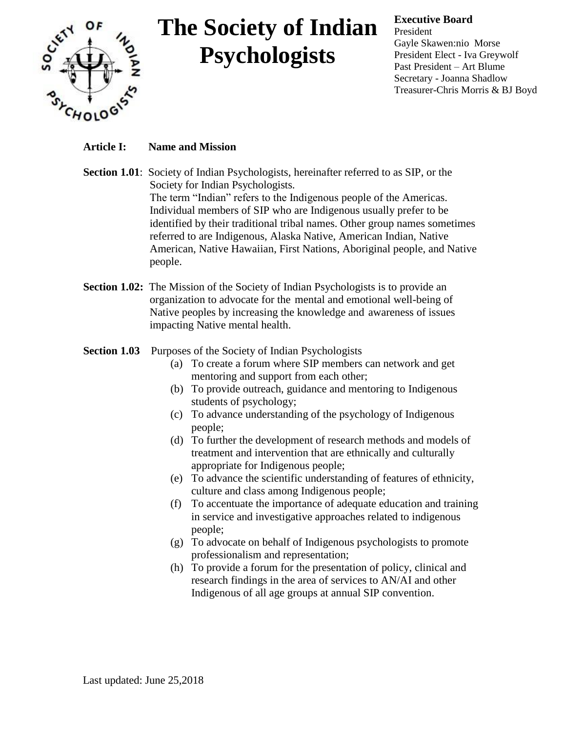# The Society of Indian Psychologists

**Executive Board**
President
Gayle Skawen:nio Morse
President Elect - Iva Greywolf
Past President – Art Blume
Secretary - Joanna Shadlow
Treasurer-Chris Morris & BJ Boyd

## Article I: Name and Mission

**Section 1.01**: Society of Indian Psychologists, hereinafter referred to as SIP, or the Society for Indian Psychologists.
The term "Indian" refers to the Indigenous people of the Americas. Individual members of SIP who are Indigenous usually prefer to be identified by their traditional tribal names. Other group names sometimes referred to are Indigenous, Alaska Native, American Indian, Native American, Native Hawaiian, First Nations, Aboriginal people, and Native people.

**Section 1.02:** The Mission of the Society of Indian Psychologists is to provide an organization to advocate for the mental and emotional well-being of Native peoples by increasing the knowledge and awareness of issues impacting Native mental health.

**Section 1.03** Purposes of the Society of Indian Psychologists

(a) To create a forum where SIP members can network and get mentoring and support from each other;
(b) To provide outreach, guidance and mentoring to Indigenous students of psychology;
(c) To advance understanding of the psychology of Indigenous people;
(d) To further the development of research methods and models of treatment and intervention that are ethnically and culturally appropriate for Indigenous people;
(e) To advance the scientific understanding of features of ethnicity, culture and class among Indigenous people;
(f) To accentuate the importance of adequate education and training in service and investigative approaches related to indigenous people;
(g) To advocate on behalf of Indigenous psychologists to promote professionalism and representation;
(h) To provide a forum for the presentation of policy, clinical and research findings in the area of services to AN/AI and other Indigenous of all age groups at annual SIP convention.

Last updated: June 25,2018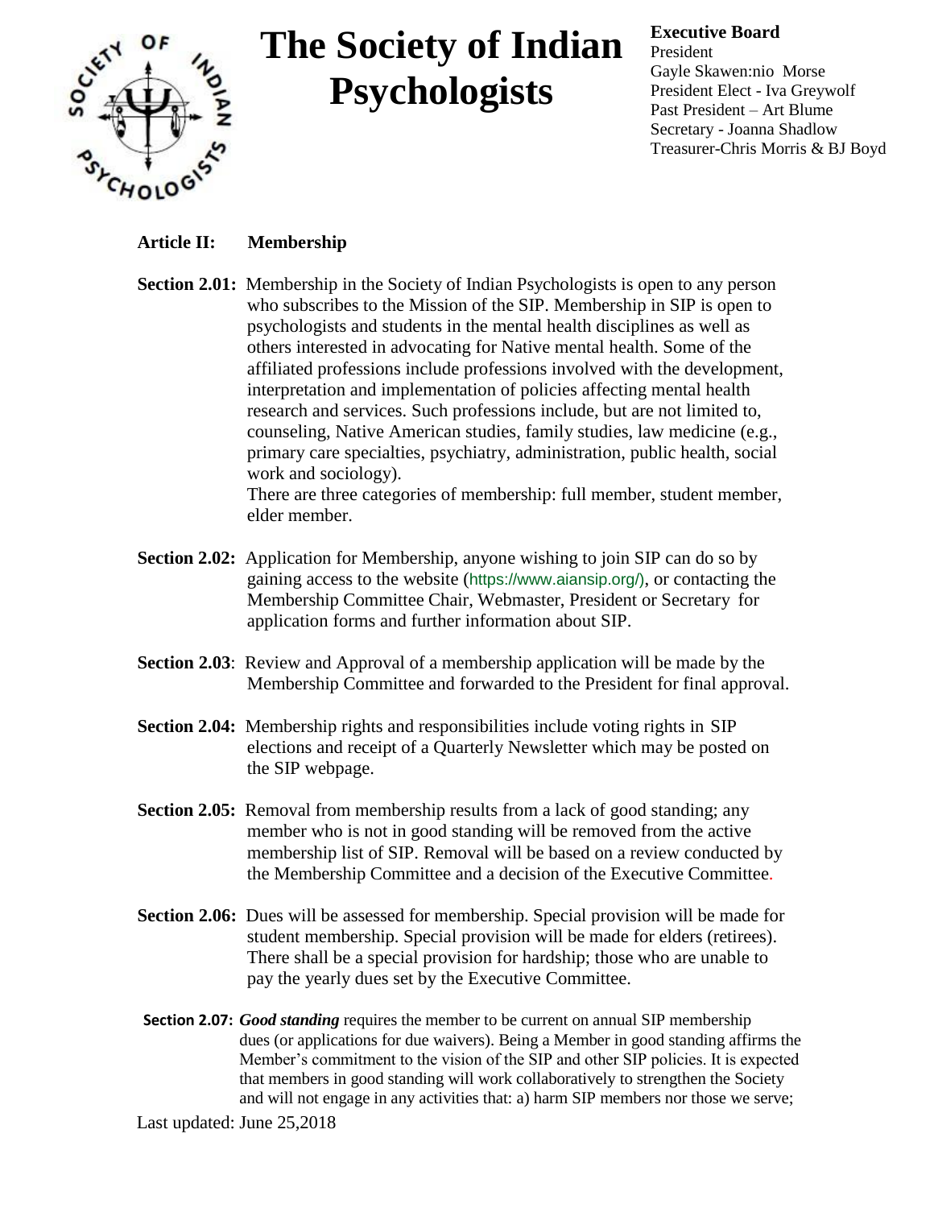# The Society of Indian Psychologists

**Executive Board**
President
Gayle Skawen:nio Morse
President Elect - Iva Greywolf
Past President – Art Blume
Secretary - Joanna Shadlow
Treasurer-Chris Morris & BJ Boyd

## Article II: Membership

**Section 2.01:** Membership in the Society of Indian Psychologists is open to any person who subscribes to the Mission of the SIP. Membership in SIP is open to psychologists and students in the mental health disciplines as well as others interested in advocating for Native mental health. Some of the affiliated professions include professions involved with the development, interpretation and implementation of policies affecting mental health research and services. Such professions include, but are not limited to, counseling, Native American studies, family studies, law medicine (e.g., primary care specialties, psychiatry, administration, public health, social work and sociology).
There are three categories of membership: full member, student member, elder member.

**Section 2.02:** Application for Membership, anyone wishing to join SIP can do so by gaining access to the website (https://www.aiansip.org/), or contacting the Membership Committee Chair, Webmaster, President or Secretary for application forms and further information about SIP.

**Section 2.03**: Review and Approval of a membership application will be made by the Membership Committee and forwarded to the President for final approval.

**Section 2.04:** Membership rights and responsibilities include voting rights in SIP elections and receipt of a Quarterly Newsletter which may be posted on the SIP webpage.

**Section 2.05:** Removal from membership results from a lack of good standing; any member who is not in good standing will be removed from the active membership list of SIP. Removal will be based on a review conducted by the Membership Committee and a decision of the Executive Committee.

**Section 2.06:** Dues will be assessed for membership. Special provision will be made for student membership. Special provision will be made for elders (retirees). There shall be a special provision for hardship; those who are unable to pay the yearly dues set by the Executive Committee.

**Section 2.07:** ***Good standing*** requires the member to be current on annual SIP membership dues (or applications for due waivers). Being a Member in good standing affirms the Member's commitment to the vision of the SIP and other SIP policies. It is expected that members in good standing will work collaboratively to strengthen the Society and will not engage in any activities that: a) harm SIP members nor those we serve;

Last updated: June 25,2018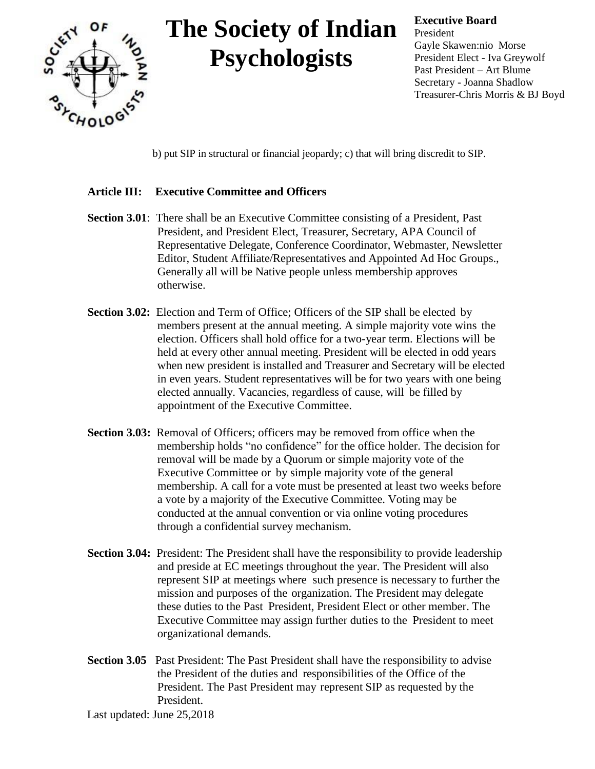b) put SIP in structural or financial jeopardy; c) that will bring discredit to SIP.

## Article III: Executive Committee and Officers

**Section 3.01**: There shall be an Executive Committee consisting of a President, Past President, and President Elect, Treasurer, Secretary, APA Council of Representative Delegate, Conference Coordinator, Webmaster, Newsletter Editor, Student Affiliate/Representatives and Appointed Ad Hoc Groups., Generally all will be Native people unless membership approves otherwise.

**Section 3.02:** Election and Term of Office; Officers of the SIP shall be elected by members present at the annual meeting. A simple majority vote wins the election. Officers shall hold office for a two-year term. Elections will be held at every other annual meeting. President will be elected in odd years when new president is installed and Treasurer and Secretary will be elected in even years. Student representatives will be for two years with one being elected annually. Vacancies, regardless of cause, will be filled by appointment of the Executive Committee.

**Section 3.03:** Removal of Officers; officers may be removed from office when the membership holds "no confidence" for the office holder. The decision for removal will be made by a Quorum or simple majority vote of the Executive Committee or by simple majority vote of the general membership. A call for a vote must be presented at least two weeks before a vote by a majority of the Executive Committee. Voting may be conducted at the annual convention or via online voting procedures through a confidential survey mechanism.

**Section 3.04:** President: The President shall have the responsibility to provide leadership and preside at EC meetings throughout the year. The President will also represent SIP at meetings where such presence is necessary to further the mission and purposes of the organization. The President may delegate these duties to the Past President, President Elect or other member. The Executive Committee may assign further duties to the President to meet organizational demands.

**Section 3.05** Past President: The Past President shall have the responsibility to advise the President of the duties and responsibilities of the Office of the President. The Past President may represent SIP as requested by the President.

Last updated: June 25,2018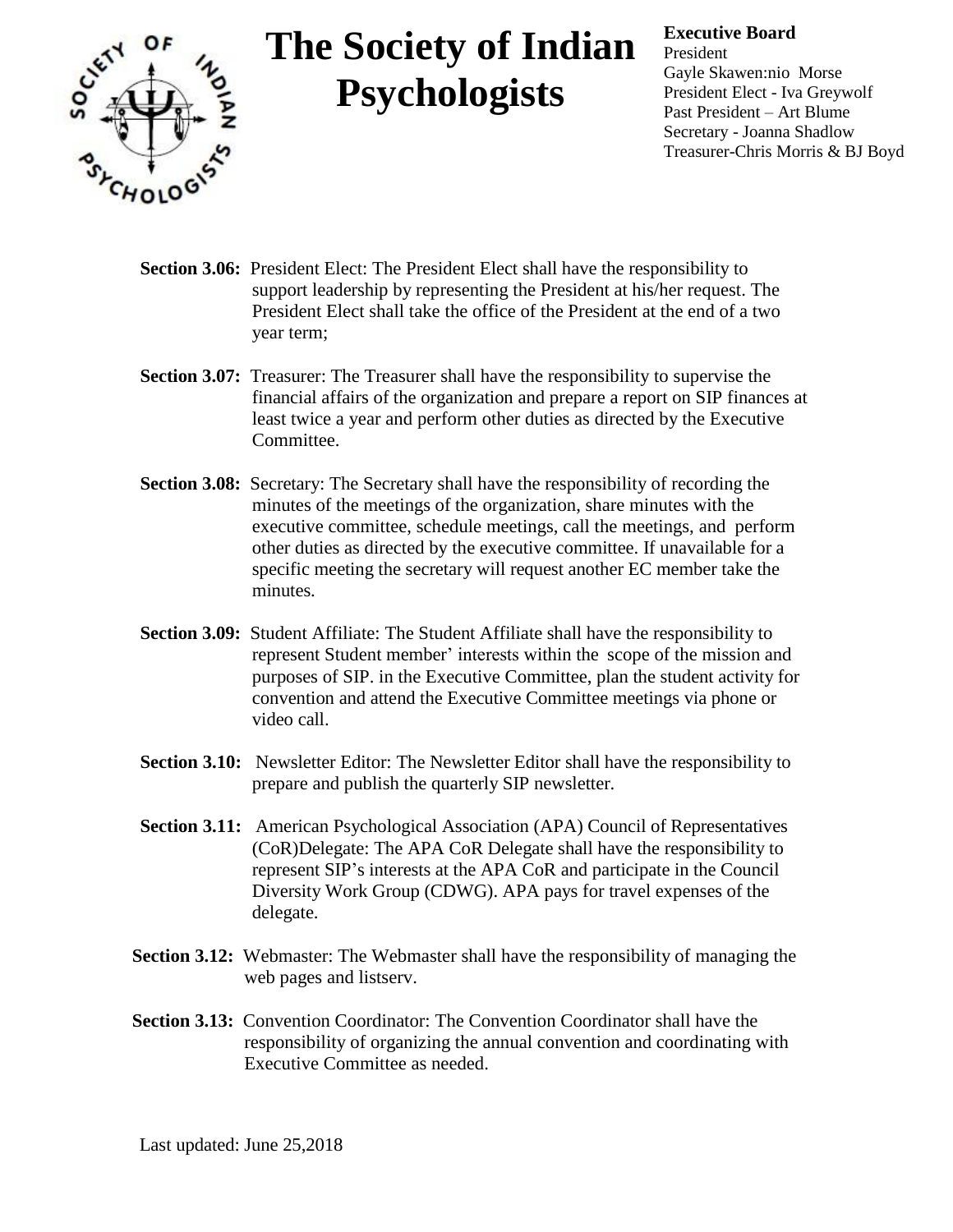# The Society of Indian Psychologists

**Executive Board**
President
Gayle Skawen:nio Morse
President Elect - Iva Greywolf
Past President – Art Blume
Secretary - Joanna Shadlow
Treasurer-Chris Morris & BJ Boyd

**Section 3.06:** President Elect: The President Elect shall have the responsibility to support leadership by representing the President at his/her request. The President Elect shall take the office of the President at the end of a two year term;

**Section 3.07:** Treasurer: The Treasurer shall have the responsibility to supervise the financial affairs of the organization and prepare a report on SIP finances at least twice a year and perform other duties as directed by the Executive Committee.

**Section 3.08:** Secretary: The Secretary shall have the responsibility of recording the minutes of the meetings of the organization, share minutes with the executive committee, schedule meetings, call the meetings, and perform other duties as directed by the executive committee. If unavailable for a specific meeting the secretary will request another EC member take the minutes.

**Section 3.09:** Student Affiliate: The Student Affiliate shall have the responsibility to represent Student member' interests within the scope of the mission and purposes of SIP. in the Executive Committee, plan the student activity for convention and attend the Executive Committee meetings via phone or video call.

**Section 3.10:** Newsletter Editor: The Newsletter Editor shall have the responsibility to prepare and publish the quarterly SIP newsletter.

**Section 3.11:** American Psychological Association (APA) Council of Representatives (CoR)Delegate: The APA CoR Delegate shall have the responsibility to represent SIP's interests at the APA CoR and participate in the Council Diversity Work Group (CDWG). APA pays for travel expenses of the delegate.

**Section 3.12:** Webmaster: The Webmaster shall have the responsibility of managing the web pages and listserv.

**Section 3.13:** Convention Coordinator: The Convention Coordinator shall have the responsibility of organizing the annual convention and coordinating with Executive Committee as needed.

Last updated: June 25,2018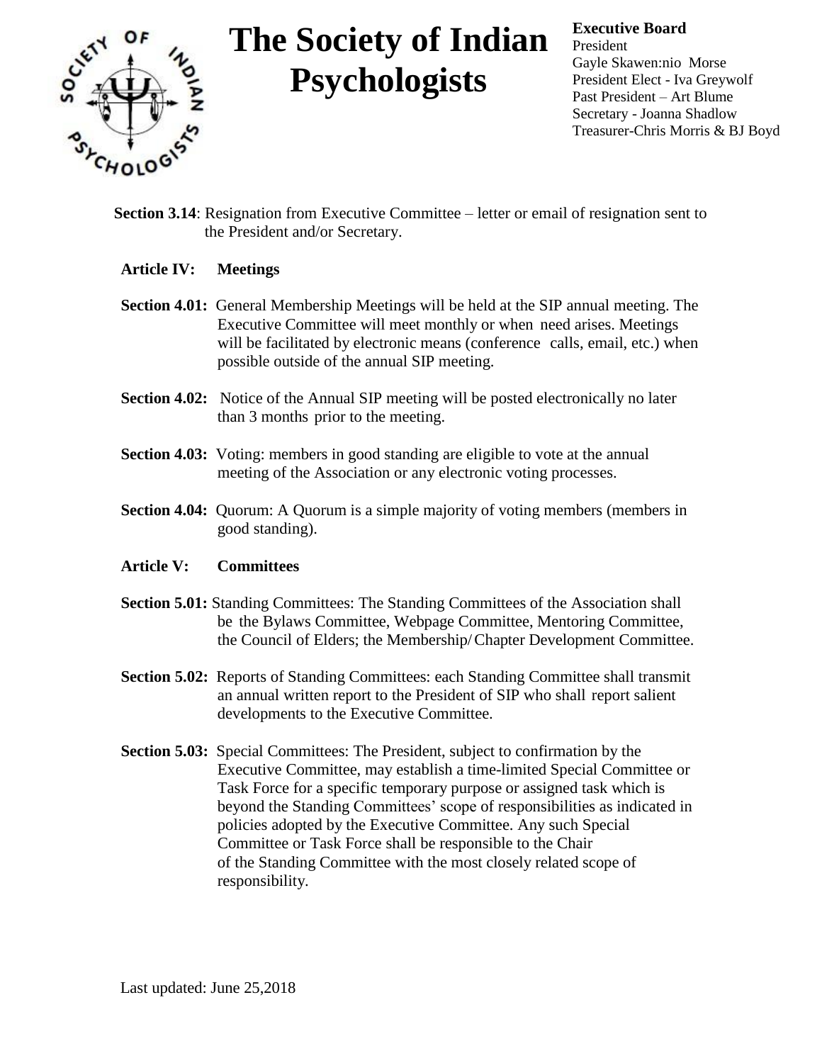# The Society of Indian Psychologists

**Executive Board**
President
Gayle Skawen:nio Morse
President Elect - Iva Greywolf
Past President – Art Blume
Secretary - Joanna Shadlow
Treasurer-Chris Morris & BJ Boyd

**Section 3.14**: Resignation from Executive Committee – letter or email of resignation sent to the President and/or Secretary.

## Article IV: Meetings

**Section 4.01:** General Membership Meetings will be held at the SIP annual meeting. The Executive Committee will meet monthly or when need arises. Meetings will be facilitated by electronic means (conference calls, email, etc.) when possible outside of the annual SIP meeting.

**Section 4.02:** Notice of the Annual SIP meeting will be posted electronically no later than 3 months prior to the meeting.

**Section 4.03:** Voting: members in good standing are eligible to vote at the annual meeting of the Association or any electronic voting processes.

**Section 4.04:** Quorum: A Quorum is a simple majority of voting members (members in good standing).

## Article V: Committees

**Section 5.01:** Standing Committees: The Standing Committees of the Association shall be the Bylaws Committee, Webpage Committee, Mentoring Committee, the Council of Elders; the Membership/ Chapter Development Committee.

**Section 5.02:** Reports of Standing Committees: each Standing Committee shall transmit an annual written report to the President of SIP who shall report salient developments to the Executive Committee.

**Section 5.03:** Special Committees: The President, subject to confirmation by the Executive Committee, may establish a time-limited Special Committee or Task Force for a specific temporary purpose or assigned task which is beyond the Standing Committees' scope of responsibilities as indicated in policies adopted by the Executive Committee. Any such Special Committee or Task Force shall be responsible to the Chair of the Standing Committee with the most closely related scope of responsibility.

Last updated: June 25,2018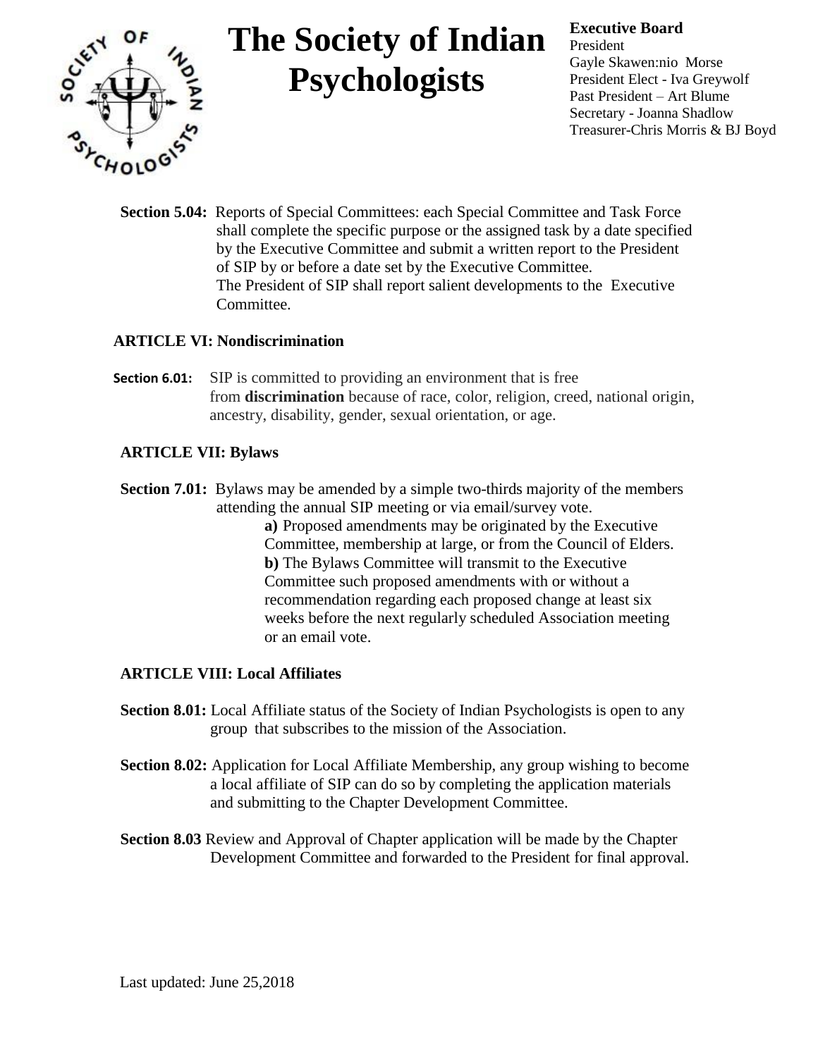# The Society of Indian Psychologists

**Executive Board**
President
Gayle Skawen:nio Morse
President Elect - Iva Greywolf
Past President – Art Blume
Secretary - Joanna Shadlow
Treasurer-Chris Morris & BJ Boyd

**Section 5.04:** Reports of Special Committees: each Special Committee and Task Force shall complete the specific purpose or the assigned task by a date specified by the Executive Committee and submit a written report to the President of SIP by or before a date set by the Executive Committee. The President of SIP shall report salient developments to the Executive Committee.

## ARTICLE VI: Nondiscrimination

**Section 6.01:** SIP is committed to providing an environment that is free from **discrimination** because of race, color, religion, creed, national origin, ancestry, disability, gender, sexual orientation, or age.

## ARTICLE VII: Bylaws

**Section 7.01:** Bylaws may be amended by a simple two-thirds majority of the members attending the annual SIP meeting or via email/survey vote.

**a)** Proposed amendments may be originated by the Executive Committee, membership at large, or from the Council of Elders.

**b)** The Bylaws Committee will transmit to the Executive Committee such proposed amendments with or without a recommendation regarding each proposed change at least six weeks before the next regularly scheduled Association meeting or an email vote.

## ARTICLE VIII: Local Affiliates

**Section 8.01:** Local Affiliate status of the Society of Indian Psychologists is open to any group that subscribes to the mission of the Association.

**Section 8.02:** Application for Local Affiliate Membership, any group wishing to become a local affiliate of SIP can do so by completing the application materials and submitting to the Chapter Development Committee.

**Section 8.03** Review and Approval of Chapter application will be made by the Chapter Development Committee and forwarded to the President for final approval.

Last updated: June 25,2018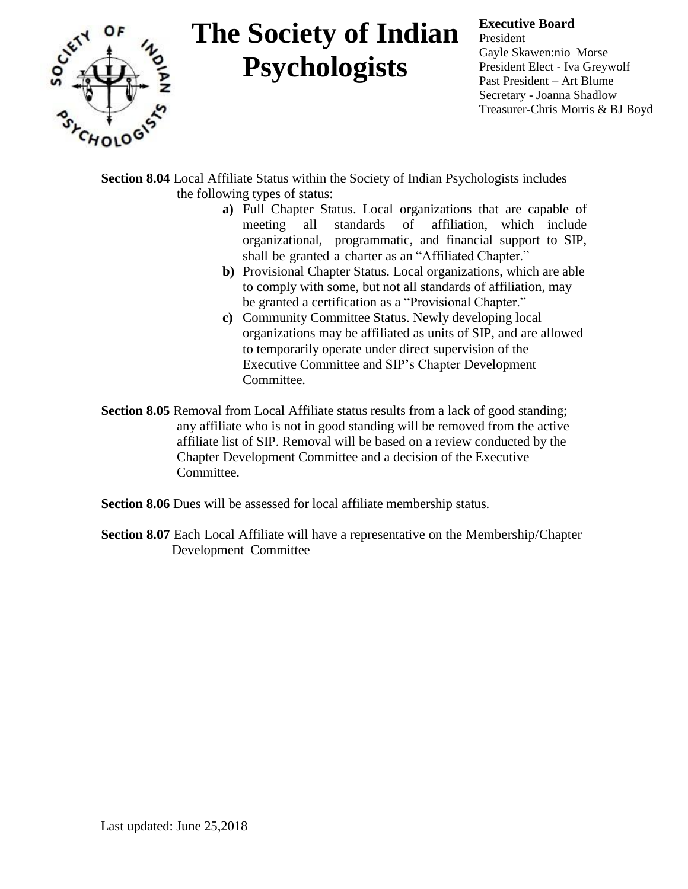# The Society of Indian Psychologists

**Executive Board**
President
Gayle Skawen:nio Morse
President Elect - Iva Greywolf
Past President – Art Blume
Secretary - Joanna Shadlow
Treasurer-Chris Morris & BJ Boyd

**Section 8.04** Local Affiliate Status within the Society of Indian Psychologists includes the following types of status:

- **a)** Full Chapter Status. Local organizations that are capable of meeting all standards of affiliation, which include organizational, programmatic, and financial support to SIP, shall be granted a charter as an "Affiliated Chapter."
- **b)** Provisional Chapter Status. Local organizations, which are able to comply with some, but not all standards of affiliation, may be granted a certification as a "Provisional Chapter."
- **c)** Community Committee Status. Newly developing local organizations may be affiliated as units of SIP, and are allowed to temporarily operate under direct supervision of the Executive Committee and SIP's Chapter Development Committee.

**Section 8.05** Removal from Local Affiliate status results from a lack of good standing; any affiliate who is not in good standing will be removed from the active affiliate list of SIP. Removal will be based on a review conducted by the Chapter Development Committee and a decision of the Executive Committee.

**Section 8.06** Dues will be assessed for local affiliate membership status.

**Section 8.07** Each Local Affiliate will have a representative on the Membership/Chapter Development Committee

Last updated: June 25,2018